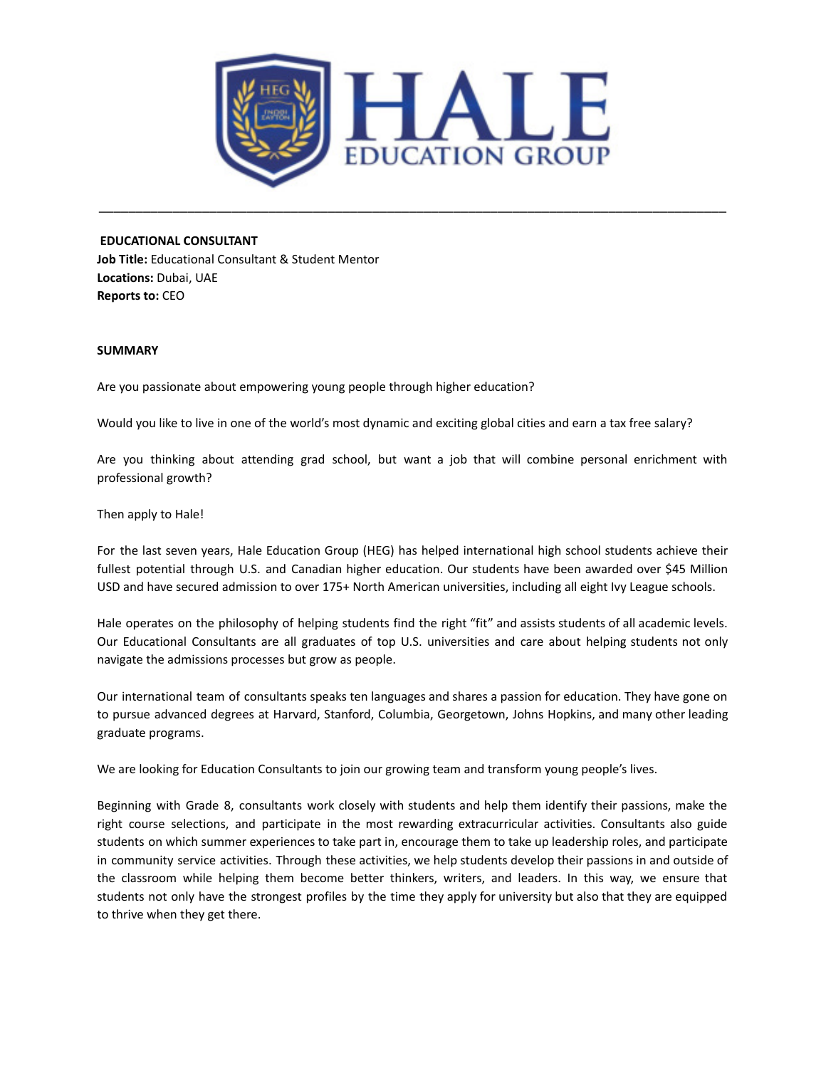# HALE EDUCATION GROUP

---

**EDUCATIONAL CONSULTANT**

**Job Title:** Educational Consultant & Student Mentor
**Locations:** Dubai, UAE
**Reports to:** CEO

**SUMMARY**

Are you passionate about empowering young people through higher education?

Would you like to live in one of the world's most dynamic and exciting global cities and earn a tax free salary?

Are you thinking about attending grad school, but want a job that will combine personal enrichment with professional growth?

Then apply to Hale!

For the last seven years, Hale Education Group (HEG) has helped international high school students achieve their fullest potential through U.S. and Canadian higher education. Our students have been awarded over $45 Million USD and have secured admission to over 175+ North American universities, including all eight Ivy League schools.

Hale operates on the philosophy of helping students find the right "fit" and assists students of all academic levels. Our Educational Consultants are all graduates of top U.S. universities and care about helping students not only navigate the admissions processes but grow as people.

Our international team of consultants speaks ten languages and shares a passion for education. They have gone on to pursue advanced degrees at Harvard, Stanford, Columbia, Georgetown, Johns Hopkins, and many other leading graduate programs.

We are looking for Education Consultants to join our growing team and transform young people's lives.

Beginning with Grade 8, consultants work closely with students and help them identify their passions, make the right course selections, and participate in the most rewarding extracurricular activities. Consultants also guide students on which summer experiences to take part in, encourage them to take up leadership roles, and participate in community service activities. Through these activities, we help students develop their passions in and outside of the classroom while helping them become better thinkers, writers, and leaders. In this way, we ensure that students not only have the strongest profiles by the time they apply for university but also that they are equipped to thrive when they get there.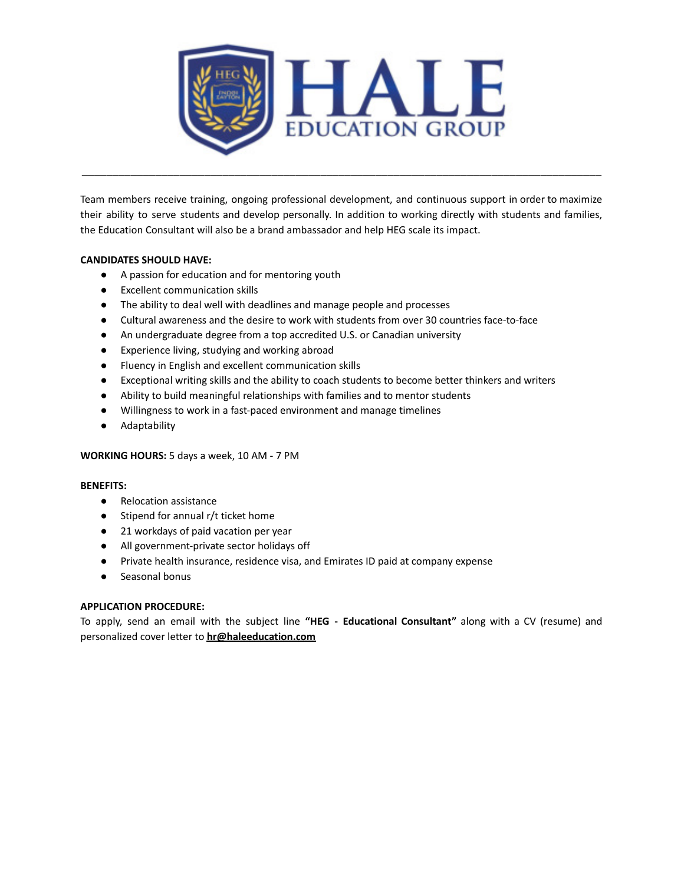Team members receive training, ongoing professional development, and continuous support in order to maximize their ability to serve students and develop personally. In addition to working directly with students and families, the Education Consultant will also be a brand ambassador and help HEG scale its impact.

**CANDIDATES SHOULD HAVE:**

- A passion for education and for mentoring youth
- Excellent communication skills
- The ability to deal well with deadlines and manage people and processes
- Cultural awareness and the desire to work with students from over 30 countries face-to-face
- An undergraduate degree from a top accredited U.S. or Canadian university
- Experience living, studying and working abroad
- Fluency in English and excellent communication skills
- Exceptional writing skills and the ability to coach students to become better thinkers and writers
- Ability to build meaningful relationships with families and to mentor students
- Willingness to work in a fast-paced environment and manage timelines
- Adaptability

**WORKING HOURS:** 5 days a week, 10 AM - 7 PM

**BENEFITS:**

- Relocation assistance
- Stipend for annual r/t ticket home
- 21 workdays of paid vacation per year
- All government-private sector holidays off
- Private health insurance, residence visa, and Emirates ID paid at company expense
- Seasonal bonus

**APPLICATION PROCEDURE:**

To apply, send an email with the subject line **"HEG - Educational Consultant"** along with a CV (resume) and personalized cover letter to **hr@haleeducation.com**